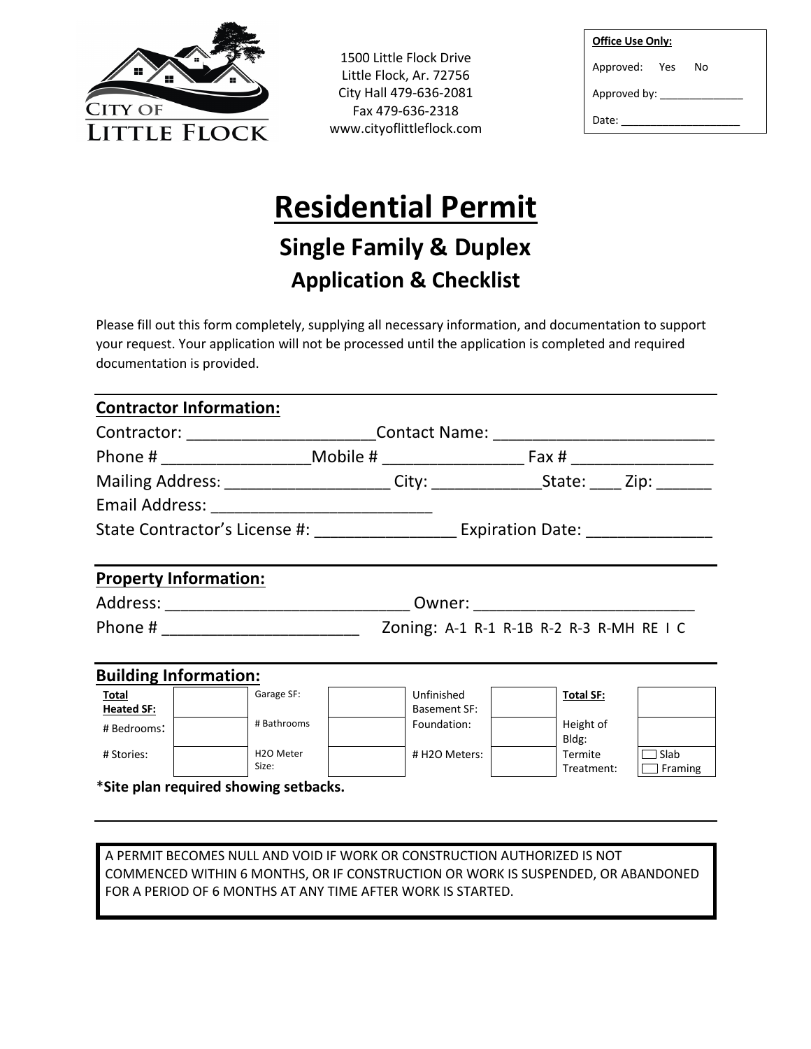CITY OF LITTLE FLOCK

1500 Little Flock Drive
Little Flock, Ar. 72756
City Hall 479-636-2081
Fax 479-636-2318
www.cityoflittleflock.com

**Office Use Only:**

Approved: Yes No

Approved by: ______________

Date: ____________________

# Residential Permit

## Single Family & Duplex

### Application & Checklist

Please fill out this form completely, supplying all necessary information, and documentation to support your request. Your application will not be processed until the application is completed and required documentation is provided.

**Contractor Information:**

Contractor: ______________________Contact Name: _________________________

Phone # _________________Mobile # ________________ Fax # ________________

Mailing Address: ___________________ City: _____________State: ____ Zip: ______

Email Address: _________________________

State Contractor's License #: ________________ Expiration Date: ______________

**Property Information:**

Address: ____________________________ Owner: _________________________

Phone # ______________________ Zoning: A-1 R-1 R-1B R-2 R-3 R-MH RE I C

**Building Information:**

| **Total Heated SF:** | | Garage SF: | | Unfinished Basement SF: | | **Total SF:** | |
|---|---|---|---|---|---|---|---|
| # Bedrooms: | | # Bathrooms | | Foundation: | | Height of Bldg: | |
| # Stories: | | H2O Meter Size: | | # H2O Meters: | | Termite Treatment: | ☐ Slab ☐ Framing |

***Site plan required showing setbacks.**

A PERMIT BECOMES NULL AND VOID IF WORK OR CONSTRUCTION AUTHORIZED IS NOT COMMENCED WITHIN 6 MONTHS, OR IF CONSTRUCTION OR WORK IS SUSPENDED, OR ABANDONED FOR A PERIOD OF 6 MONTHS AT ANY TIME AFTER WORK IS STARTED.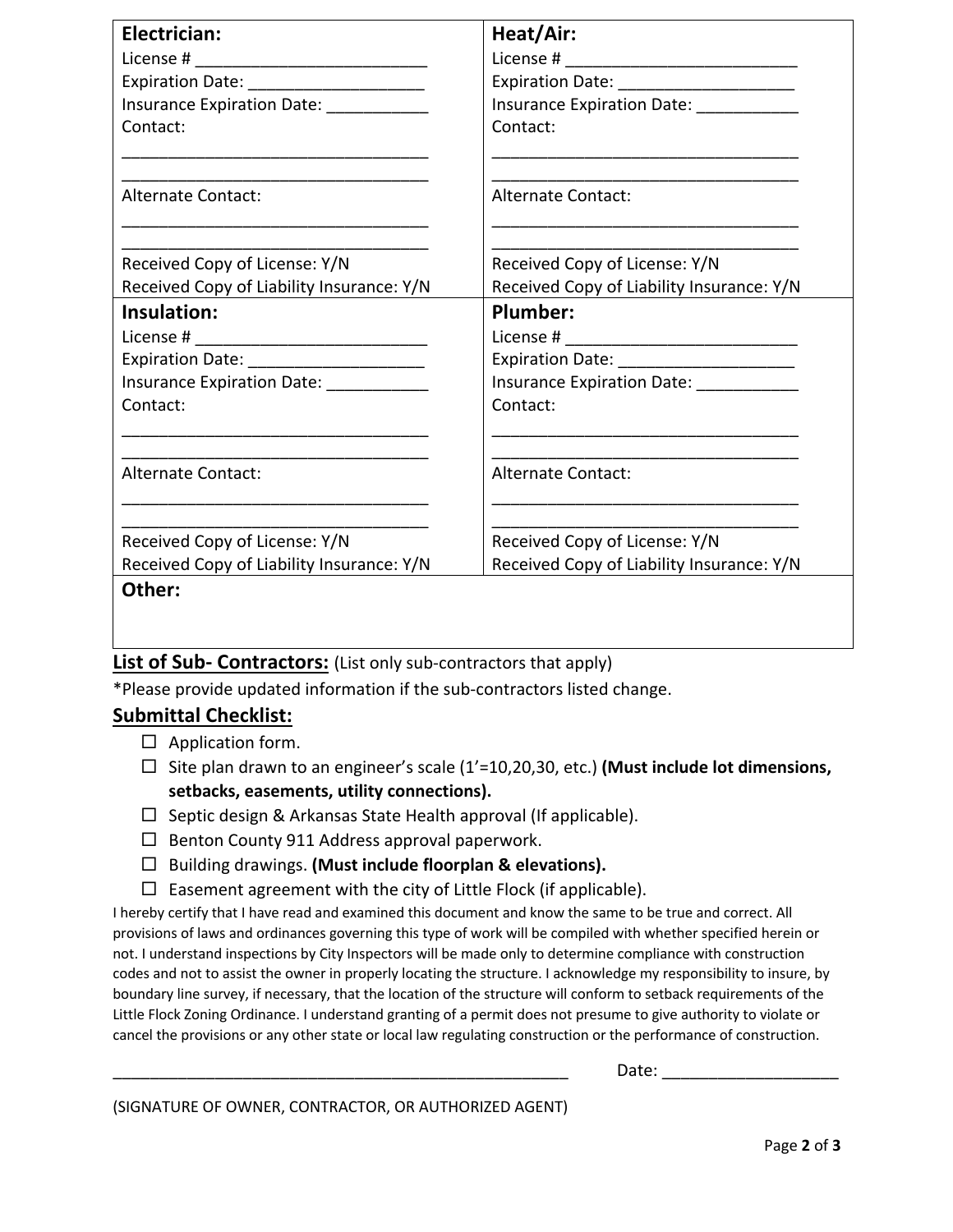| **Electrician:** | **Heat/Air:** |
|---|---|
| License # _________________________<br>Expiration Date: ___________________<br>Insurance Expiration Date: ___________<br>Contact:<br>__________________________________<br>__________________________________<br>Alternate Contact:<br>__________________________________<br>__________________________________<br>Received Copy of License: Y/N<br>Received Copy of Liability Insurance: Y/N | License # _________________________<br>Expiration Date: ___________________<br>Insurance Expiration Date: ___________<br>Contact:<br>__________________________________<br>__________________________________<br>Alternate Contact:<br>__________________________________<br>__________________________________<br>Received Copy of License: Y/N<br>Received Copy of Liability Insurance: Y/N |
| **Insulation:** | **Plumber:** |
| License # _________________________<br>Expiration Date: ___________________<br>Insurance Expiration Date: ___________<br>Contact:<br>__________________________________<br>__________________________________<br>Alternate Contact:<br>__________________________________<br>__________________________________<br>Received Copy of License: Y/N<br>Received Copy of Liability Insurance: Y/N | License # _________________________<br>Expiration Date: ___________________<br>Insurance Expiration Date: ___________<br>Contact:<br>__________________________________<br>__________________________________<br>Alternate Contact:<br>__________________________________<br>__________________________________<br>Received Copy of License: Y/N<br>Received Copy of Liability Insurance: Y/N |
| **Other:** | |

**List of Sub- Contractors:** (List only sub-contractors that apply)

*Please provide updated information if the sub-contractors listed change.

## Submittal Checklist:

- ☐ Application form.
- ☐ Site plan drawn to an engineer's scale (1'=10,20,30, etc.) **(Must include lot dimensions, setbacks, easements, utility connections).**
- ☐ Septic design & Arkansas State Health approval (If applicable).
- ☐ Benton County 911 Address approval paperwork.
- ☐ Building drawings. **(Must include floorplan & elevations).**
- ☐ Easement agreement with the city of Little Flock (if applicable).

I hereby certify that I have read and examined this document and know the same to be true and correct. All provisions of laws and ordinances governing this type of work will be compiled with whether specified herein or not. I understand inspections by City Inspectors will be made only to determine compliance with construction codes and not to assist the owner in properly locating the structure. I acknowledge my responsibility to insure, by boundary line survey, if necessary, that the location of the structure will conform to setback requirements of the Little Flock Zoning Ordinance. I understand granting of a permit does not presume to give authority to violate or cancel the provisions or any other state or local law regulating construction or the performance of construction.

_____________________________________________________ Date: ___________________

(SIGNATURE OF OWNER, CONTRACTOR, OR AUTHORIZED AGENT)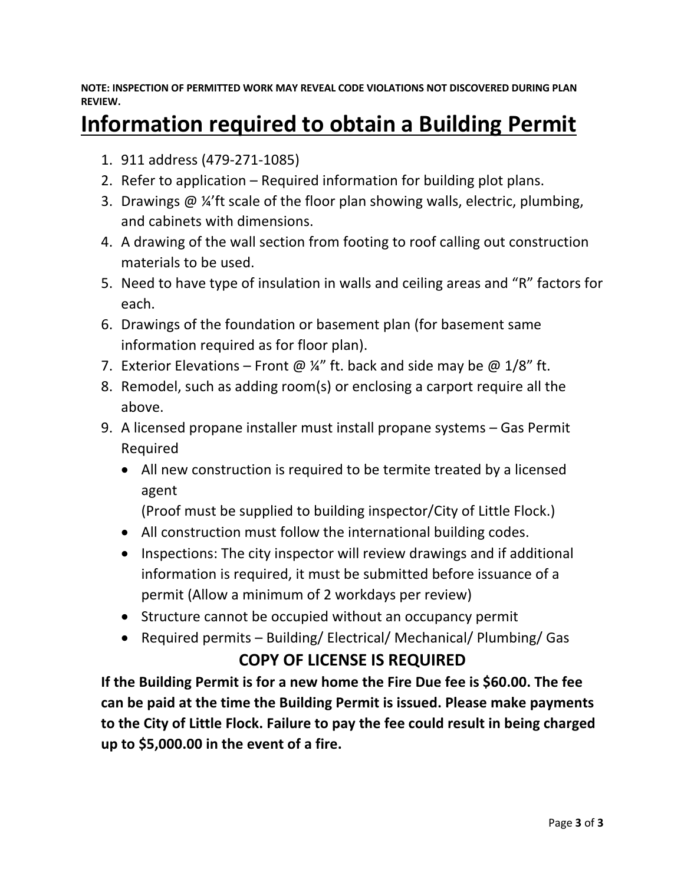**NOTE: INSPECTION OF PERMITTED WORK MAY REVEAL CODE VIOLATIONS NOT DISCOVERED DURING PLAN REVIEW.**

# Information required to obtain a Building Permit

1. 911 address (479-271-1085)
2. Refer to application – Required information for building plot plans.
3. Drawings @ ¼'ft scale of the floor plan showing walls, electric, plumbing, and cabinets with dimensions.
4. A drawing of the wall section from footing to roof calling out construction materials to be used.
5. Need to have type of insulation in walls and ceiling areas and "R" factors for each.
6. Drawings of the foundation or basement plan (for basement same information required as for floor plan).
7. Exterior Elevations – Front @ ¼" ft. back and side may be @ 1/8" ft.
8. Remodel, such as adding room(s) or enclosing a carport require all the above.
9. A licensed propane installer must install propane systems – Gas Permit Required
   - All new construction is required to be termite treated by a licensed agent
     (Proof must be supplied to building inspector/City of Little Flock.)
   - All construction must follow the international building codes.
   - Inspections: The city inspector will review drawings and if additional information is required, it must be submitted before issuance of a permit (Allow a minimum of 2 workdays per review)
   - Structure cannot be occupied without an occupancy permit
   - Required permits – Building/ Electrical/ Mechanical/ Plumbing/ Gas

**COPY OF LICENSE IS REQUIRED**

**If the Building Permit is for a new home the Fire Due fee is $60.00. The fee can be paid at the time the Building Permit is issued. Please make payments to the City of Little Flock. Failure to pay the fee could result in being charged up to $5,000.00 in the event of a fire.**